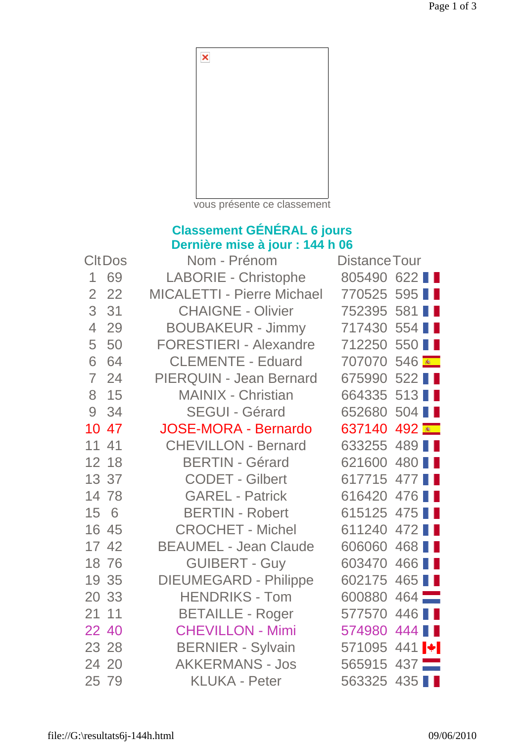vous présente ce classement

## Classement GÉNÉRAL 6 jours
## Dernière mise à jour : 144 h 06

| Clt | Dos | Nom - Prénom | Distance | Tour |
|---|---|---|---|---|
| 1 | 69 | LABORIE - Christophe | 805490 | 622 |
| 2 | 22 | MICALETTI - Pierre Michael | 770525 | 595 |
| 3 | 31 | CHAIGNE - Olivier | 752395 | 581 |
| 4 | 29 | BOUBAKEUR - Jimmy | 717430 | 554 |
| 5 | 50 | FORESTIERI - Alexandre | 712250 | 550 |
| 6 | 64 | CLEMENTE - Eduard | 707070 | 546 |
| 7 | 24 | PIERQUIN - Jean Bernard | 675990 | 522 |
| 8 | 15 | MAINIX - Christian | 664335 | 513 |
| 9 | 34 | SEGUI - Gérard | 652680 | 504 |
| 10 | 47 | JOSE-MORA - Bernardo | 637140 | 492 |
| 11 | 41 | CHEVILLON - Bernard | 633255 | 489 |
| 12 | 18 | BERTIN - Gérard | 621600 | 480 |
| 13 | 37 | CODET - Gilbert | 617715 | 477 |
| 14 | 78 | GAREL - Patrick | 616420 | 476 |
| 15 | 6 | BERTIN - Robert | 615125 | 475 |
| 16 | 45 | CROCHET - Michel | 611240 | 472 |
| 17 | 42 | BEAUMEL - Jean Claude | 606060 | 468 |
| 18 | 76 | GUIBERT - Guy | 603470 | 466 |
| 19 | 35 | DIEUMEGARD - Philippe | 602175 | 465 |
| 20 | 33 | HENDRIKS - Tom | 600880 | 464 |
| 21 | 11 | BETAILLE - Roger | 577570 | 446 |
| 22 | 40 | CHEVILLON - Mimi | 574980 | 444 |
| 23 | 28 | BERNIER - Sylvain | 571095 | 441 |
| 24 | 20 | AKKERMANS - Jos | 565915 | 437 |
| 25 | 79 | KLUKA - Peter | 563325 | 435 |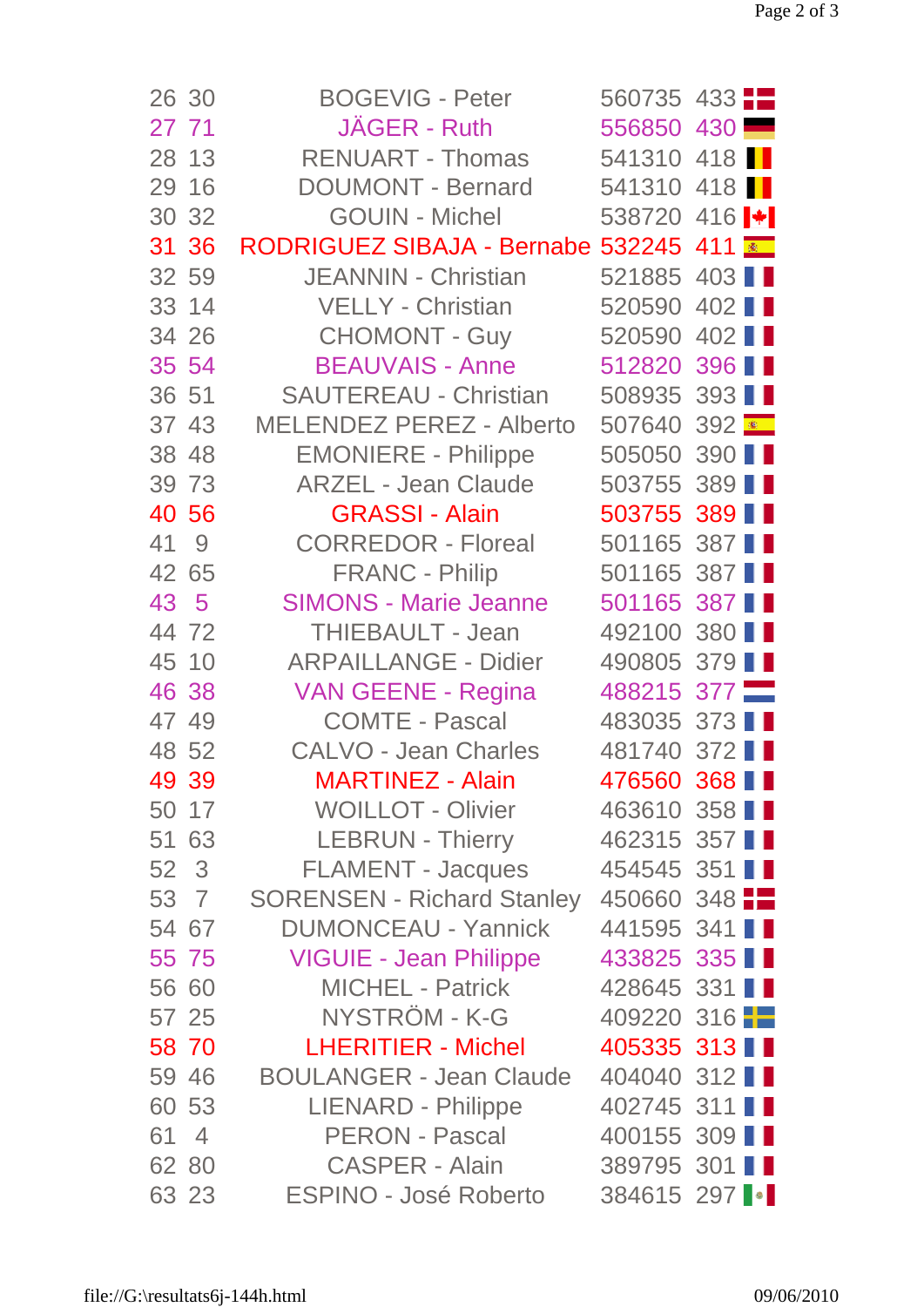| | | | | |
|---|---|---|---|---|
| 26 | 30 | BOGEVIG - Peter | 560735 | 433 |
| 27 | 71 | JÄGER - Ruth | 556850 | 430 |
| 28 | 13 | RENUART - Thomas | 541310 | 418 |
| 29 | 16 | DOUMONT - Bernard | 541310 | 418 |
| 30 | 32 | GOUIN - Michel | 538720 | 416 |
| 31 | 36 | RODRIGUEZ SIBAJA - Bernabe | 532245 | 411 |
| 32 | 59 | JEANNIN - Christian | 521885 | 403 |
| 33 | 14 | VELLY - Christian | 520590 | 402 |
| 34 | 26 | CHOMONT - Guy | 520590 | 402 |
| 35 | 54 | BEAUVAIS - Anne | 512820 | 396 |
| 36 | 51 | SAUTEREAU - Christian | 508935 | 393 |
| 37 | 43 | MELENDEZ PEREZ - Alberto | 507640 | 392 |
| 38 | 48 | EMONIERE - Philippe | 505050 | 390 |
| 39 | 73 | ARZEL - Jean Claude | 503755 | 389 |
| 40 | 56 | GRASSI - Alain | 503755 | 389 |
| 41 | 9 | CORREDOR - Floreal | 501165 | 387 |
| 42 | 65 | FRANC - Philip | 501165 | 387 |
| 43 | 5 | SIMONS - Marie Jeanne | 501165 | 387 |
| 44 | 72 | THIEBAULT - Jean | 492100 | 380 |
| 45 | 10 | ARPAILLANGE - Didier | 490805 | 379 |
| 46 | 38 | VAN GEENE - Regina | 488215 | 377 |
| 47 | 49 | COMTE - Pascal | 483035 | 373 |
| 48 | 52 | CALVO - Jean Charles | 481740 | 372 |
| 49 | 39 | MARTINEZ - Alain | 476560 | 368 |
| 50 | 17 | WOILLOT - Olivier | 463610 | 358 |
| 51 | 63 | LEBRUN - Thierry | 462315 | 357 |
| 52 | 3 | FLAMENT - Jacques | 454545 | 351 |
| 53 | 7 | SORENSEN - Richard Stanley | 450660 | 348 |
| 54 | 67 | DUMONCEAU - Yannick | 441595 | 341 |
| 55 | 75 | VIGUIE - Jean Philippe | 433825 | 335 |
| 56 | 60 | MICHEL - Patrick | 428645 | 331 |
| 57 | 25 | NYSTRÖM - K-G | 409220 | 316 |
| 58 | 70 | LHERITIER - Michel | 405335 | 313 |
| 59 | 46 | BOULANGER - Jean Claude | 404040 | 312 |
| 60 | 53 | LIENARD - Philippe | 402745 | 311 |
| 61 | 4 | PERON - Pascal | 400155 | 309 |
| 62 | 80 | CASPER - Alain | 389795 | 301 |
| 63 | 23 | ESPINO - José Roberto | 384615 | 297 |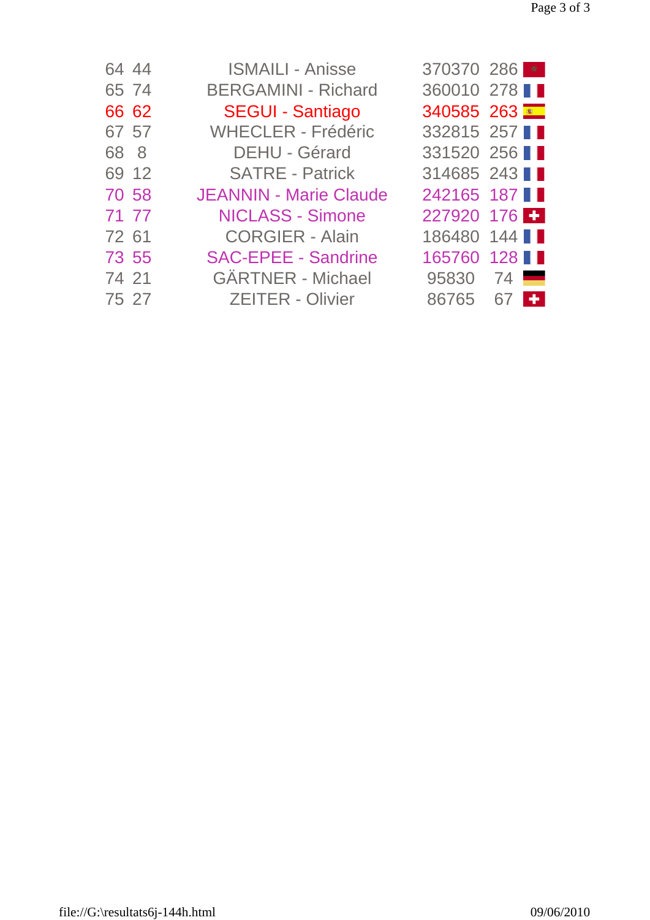| | | | | | |
|---|---|---|---|---|---|
| 64 | 44 | ISMAILI - Anisse | 370370 | 286 | |
| 65 | 74 | BERGAMINI - Richard | 360010 | 278 | |
| 66 | 62 | SEGUI - Santiago | 340585 | 263 | |
| 67 | 57 | WHECLER - Frédéric | 332815 | 257 | |
| 68 | 8 | DEHU - Gérard | 331520 | 256 | |
| 69 | 12 | SATRE - Patrick | 314685 | 243 | |
| 70 | 58 | JEANNIN - Marie Claude | 242165 | 187 | |
| 71 | 77 | NICLASS - Simone | 227920 | 176 | |
| 72 | 61 | CORGIER - Alain | 186480 | 144 | |
| 73 | 55 | SAC-EPEE - Sandrine | 165760 | 128 | |
| 74 | 21 | GÄRTNER - Michael | 95830 | 74 | |
| 75 | 27 | ZEITER - Olivier | 86765 | 67 | |